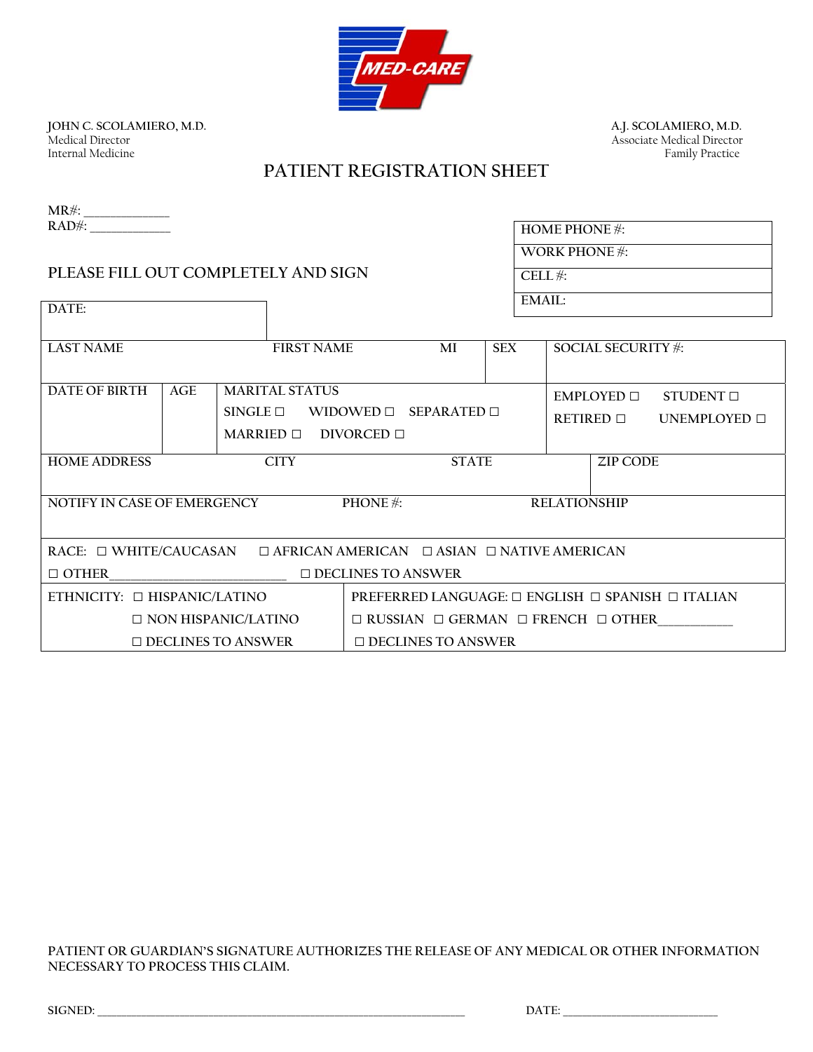MED-CARE

**JOHN C. SCOLAMIERO, M.D.**
Medical Director
Internal Medicine

**A.J. SCOLAMIERO, M.D.**
Associate Medical Director
Family Practice

# PATIENT REGISTRATION SHEET

MR#: _____________
RAD#: _____________

| HOME PHONE #: |
| --- |
| WORK PHONE #: |
| CELL #: |
| EMAIL: |

PLEASE FILL OUT COMPLETELY AND SIGN

| DATE: |
| --- |

| LAST NAME | FIRST NAME | MI | SEX | SOCIAL SECURITY #: |
| --- | --- | --- | --- | --- |
| | | | | |

| DATE OF BIRTH | AGE | MARITAL STATUS | |
| --- | --- | --- | --- |
| | | SINGLE ☐ WIDOWED ☐ SEPARATED ☐ MARRIED ☐ DIVORCED ☐ | EMPLOYED ☐ STUDENT ☐ RETIRED ☐ UNEMPLOYED ☐ |

| HOME ADDRESS | CITY | STATE | ZIP CODE |
| --- | --- | --- | --- |
| | | | |

| NOTIFY IN CASE OF EMERGENCY | PHONE #: | RELATIONSHIP |
| --- | --- | --- |
| | | |

RACE: ☐ WHITE/CAUCASAN ☐ AFRICAN AMERICAN ☐ ASIAN ☐ NATIVE AMERICAN
☐ OTHER_________________________ ☐ DECLINES TO ANSWER

| ETHNICITY: | PREFERRED LANGUAGE: |
| --- | --- |
| ☐ HISPANIC/LATINO | ☐ ENGLISH ☐ SPANISH ☐ ITALIAN |
| ☐ NON HISPANIC/LATINO | ☐ RUSSIAN ☐ GERMAN ☐ FRENCH ☐ OTHER___________ |
| ☐ DECLINES TO ANSWER | ☐ DECLINES TO ANSWER |

PATIENT OR GUARDIAN'S SIGNATURE AUTHORIZES THE RELEASE OF ANY MEDICAL OR OTHER INFORMATION NECESSARY TO PROCESS THIS CLAIM.

SIGNED: ___________________________________________________________ DATE: __________________________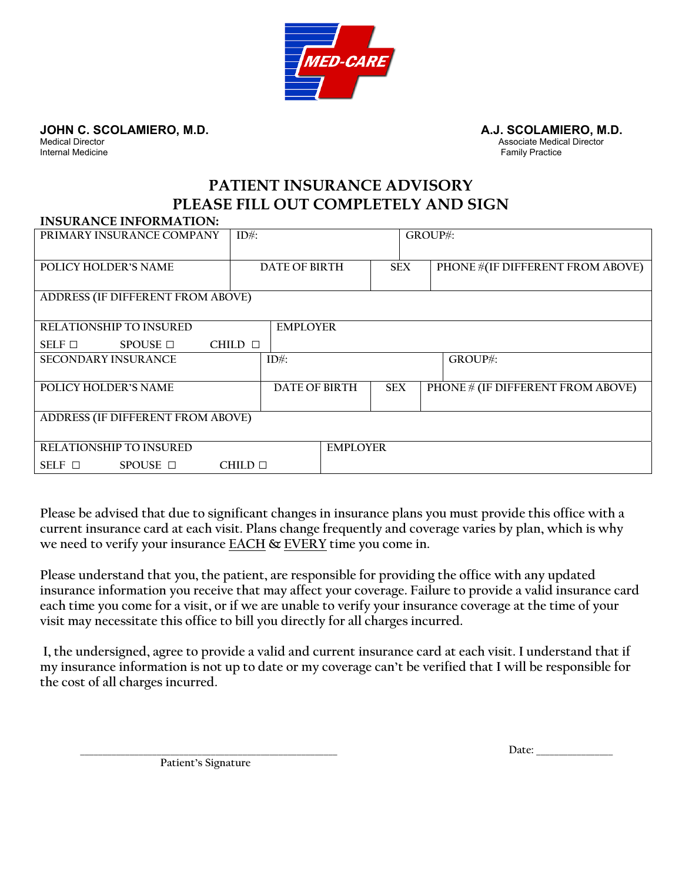MED-CARE

**JOHN C. SCOLAMIERO, M.D.**
Medical Director
Internal Medicine

**A.J. SCOLAMIERO, M.D.**
Associate Medical Director
Family Practice

# PATIENT INSURANCE ADVISORY
# PLEASE FILL OUT COMPLETELY AND SIGN

**INSURANCE INFORMATION:**

| PRIMARY INSURANCE COMPANY | ID#: | | GROUP#: |
|---|---|---|---|
| POLICY HOLDER'S NAME | DATE OF BIRTH | SEX | PHONE #(IF DIFFERENT FROM ABOVE) |
| ADDRESS (IF DIFFERENT FROM ABOVE) | | | |
| RELATIONSHIP TO INSURED<br>SELF ☐ SPOUSE ☐ CHILD ☐ | EMPLOYER | | |
| SECONDARY INSURANCE | ID#: | | GROUP#: |
| POLICY HOLDER'S NAME | DATE OF BIRTH | SEX | PHONE # (IF DIFFERENT FROM ABOVE) |
| ADDRESS (IF DIFFERENT FROM ABOVE) | | | |
| RELATIONSHIP TO INSURED<br>SELF ☐ SPOUSE ☐ CHILD ☐ | EMPLOYER | | |

Please be advised that due to significant changes in insurance plans you must provide this office with a current insurance card at each visit. Plans change frequently and coverage varies by plan, which is why we need to verify your insurance EACH & EVERY time you come in.

Please understand that you, the patient, are responsible for providing the office with any updated insurance information you receive that may affect your coverage. Failure to provide a valid insurance card each time you come for a visit, or if we are unable to verify your insurance coverage at the time of your visit may necessitate this office to bill you directly for all charges incurred.

I, the undersigned, agree to provide a valid and current insurance card at each visit. I understand that if my insurance information is not up to date or my coverage can't be verified that I will be responsible for the cost of all charges incurred.

_______________________________________
Patient's Signature

Date: _______________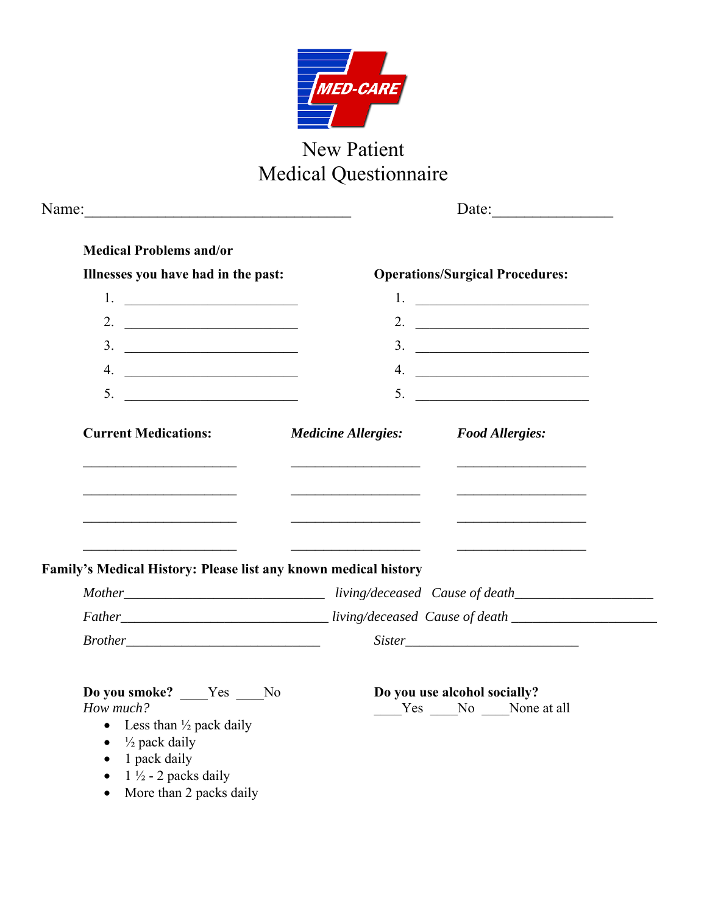# New Patient
# Medical Questionnaire

Name:___________________________________ Date:________________

**Medical Problems and/or**
**Illnesses you have had in the past:**

1. ______________________
2. ______________________
3. ______________________
4. ______________________
5. ______________________

**Operations/Surgical Procedures:**

1. ______________________
2. ______________________
3. ______________________
4. ______________________
5. ______________________

| **Current Medications:** | ***Medicine Allergies:*** | ***Food Allergies:*** |
|---|---|---|
| ____________________ | _________________ | _________________ |
| ____________________ | _________________ | _________________ |
| ____________________ | _________________ | _________________ |
| ____________________ | _________________ | _________________ |

**Family's Medical History: Please list any known medical history**

*Mother*_____________________________ *living/deceased* *Cause of death*____________________

*Father*______________________________ *living/deceased* *Cause of death* _____________________

*Brother*____________________________ *Sister*__________________________

**Do you smoke?** ____Yes ____No
*How much?*

- Less than ½ pack daily
- ½ pack daily
- 1 pack daily
- 1 ½ - 2 packs daily
- More than 2 packs daily

**Do you use alcohol socially?**
____Yes ____No ____None at all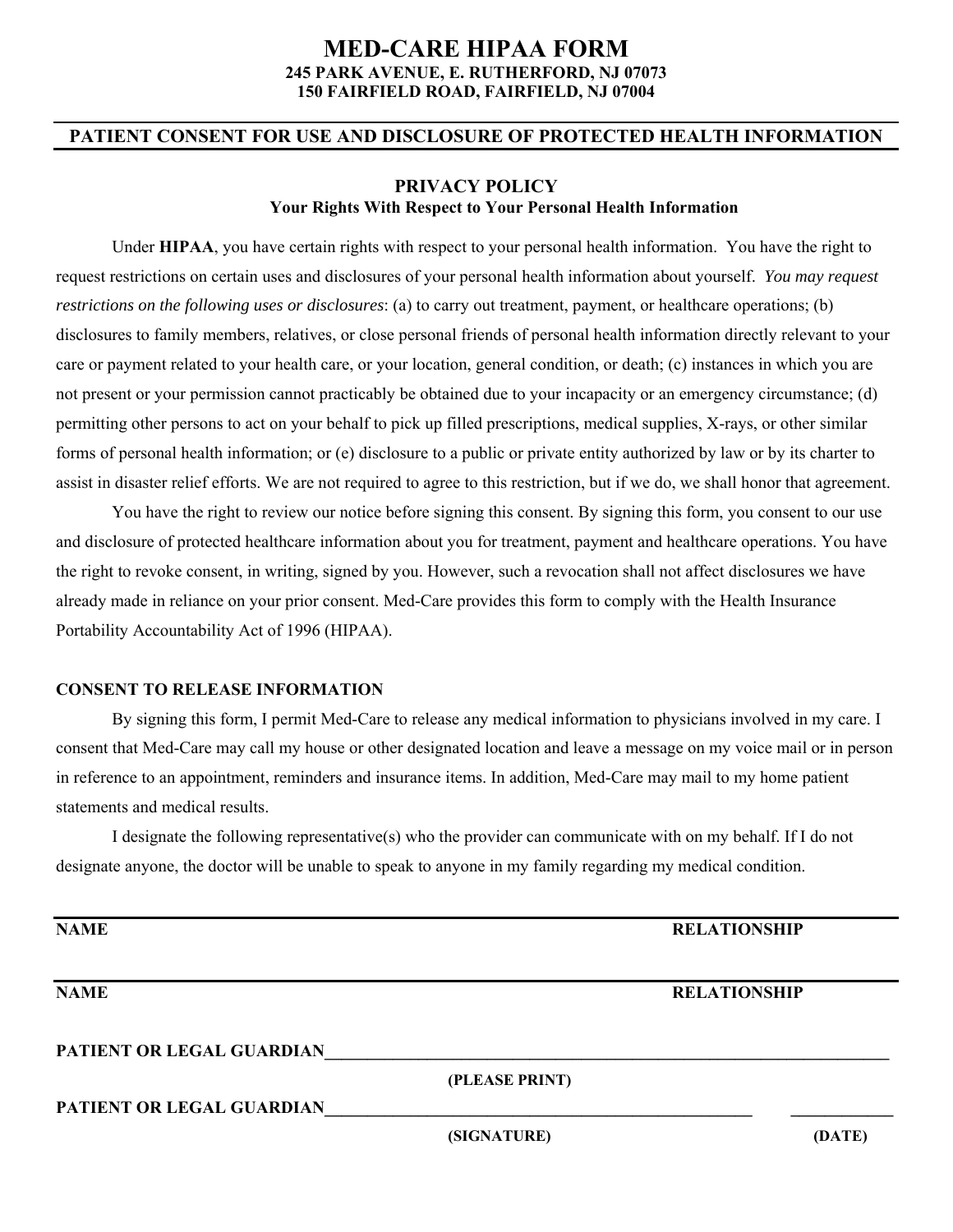# MED-CARE HIPAA FORM

**245 PARK AVENUE, E. RUTHERFORD, NJ 07073**
**150 FAIRFIELD ROAD, FAIRFIELD, NJ 07004**

## PATIENT CONSENT FOR USE AND DISCLOSURE OF PROTECTED HEALTH INFORMATION

### PRIVACY POLICY

**Your Rights With Respect to Your Personal Health Information**

Under **HIPAA**, you have certain rights with respect to your personal health information. You have the right to request restrictions on certain uses and disclosures of your personal health information about yourself. *You may request restrictions on the following uses or disclosures*: (a) to carry out treatment, payment, or healthcare operations; (b) disclosures to family members, relatives, or close personal friends of personal health information directly relevant to your care or payment related to your health care, or your location, general condition, or death; (c) instances in which you are not present or your permission cannot practicably be obtained due to your incapacity or an emergency circumstance; (d) permitting other persons to act on your behalf to pick up filled prescriptions, medical supplies, X-rays, or other similar forms of personal health information; or (e) disclosure to a public or private entity authorized by law or by its charter to assist in disaster relief efforts. We are not required to agree to this restriction, but if we do, we shall honor that agreement.

You have the right to review our notice before signing this consent. By signing this form, you consent to our use and disclosure of protected healthcare information about you for treatment, payment and healthcare operations. You have the right to revoke consent, in writing, signed by you. However, such a revocation shall not affect disclosures we have already made in reliance on your prior consent. Med-Care provides this form to comply with the Health Insurance Portability Accountability Act of 1996 (HIPAA).

**CONSENT TO RELEASE INFORMATION**

By signing this form, I permit Med-Care to release any medical information to physicians involved in my care. I consent that Med-Care may call my house or other designated location and leave a message on my voice mail or in person in reference to an appointment, reminders and insurance items. In addition, Med-Care may mail to my home patient statements and medical results.

I designate the following representative(s) who the provider can communicate with on my behalf. If I do not designate anyone, the doctor will be unable to speak to anyone in my family regarding my medical condition.

**NAME** **RELATIONSHIP**

**NAME** **RELATIONSHIP**

**PATIENT OR LEGAL GUARDIAN**\_\_\_\_\_\_\_\_\_\_\_\_\_\_\_\_\_\_\_\_\_\_\_\_\_\_\_\_\_\_\_\_\_\_\_\_\_\_\_\_\_\_\_\_

**(PLEASE PRINT)**

**PATIENT OR LEGAL GUARDIAN**\_\_\_\_\_\_\_\_\_\_\_\_\_\_\_\_\_\_\_\_\_\_\_\_\_\_\_\_\_\_\_\_ \_\_\_\_\_\_\_\_\_\_\_\_

**(SIGNATURE)** **(DATE)**